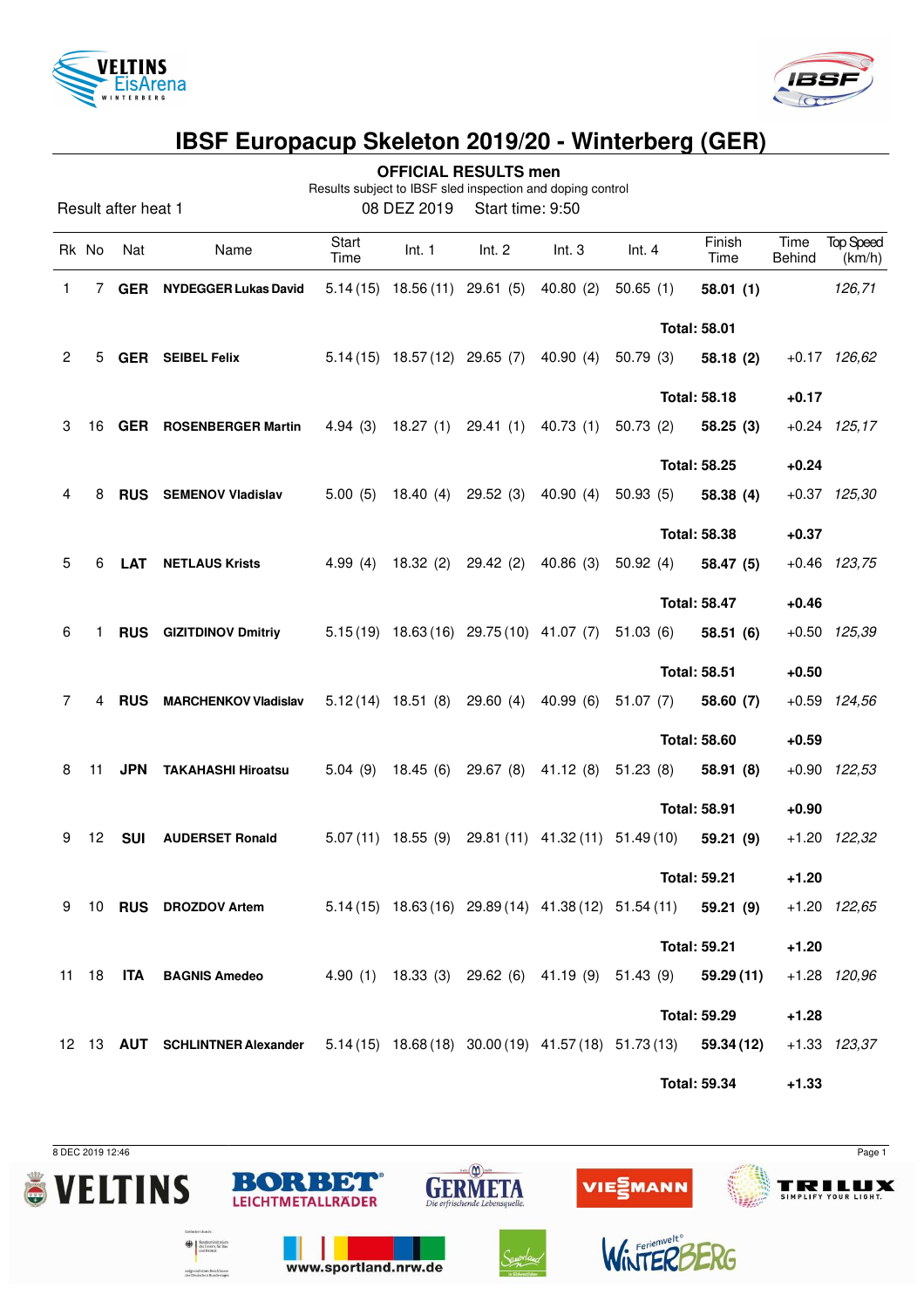# IBSF Europacup Skeleton 2019/20 - Winterberg (GER)

## OFFICIAL RESULTS men

Results subject to IBSF sled inspection and doping control

Result after heat 1 — 08 DEZ 2019 — Start time: 9:50

| Rk | No | Nat | Name | Start Time | Int. 1 | Int. 2 | Int. 3 | Int. 4 | Finish Time | Time Behind | Top Speed (km/h) |
|---|---|---|---|---|---|---|---|---|---|---|---|
| 1 | 7 | GER | NYDEGGER Lukas David | 5.14 (15) | 18.56 (11) | 29.61 (5) | 40.80 (2) | 50.65 (1) | 58.01 (1) | | 126,71 |
| | | | | | | | | | Total: 58.01 | | |
| 2 | 5 | GER | SEIBEL Felix | 5.14 (15) | 18.57 (12) | 29.65 (7) | 40.90 (4) | 50.79 (3) | 58.18 (2) | +0.17 | 126,62 |
| | | | | | | | | | Total: 58.18 | +0.17 | |
| 3 | 16 | GER | ROSENBERGER Martin | 4.94 (3) | 18.27 (1) | 29.41 (1) | 40.73 (1) | 50.73 (2) | 58.25 (3) | +0.24 | 125,17 |
| | | | | | | | | | Total: 58.25 | +0.24 | |
| 4 | 8 | RUS | SEMENOV Vladislav | 5.00 (5) | 18.40 (4) | 29.52 (3) | 40.90 (4) | 50.93 (5) | 58.38 (4) | +0.37 | 125,30 |
| | | | | | | | | | Total: 58.38 | +0.37 | |
| 5 | 6 | LAT | NETLAUS Krists | 4.99 (4) | 18.32 (2) | 29.42 (2) | 40.86 (3) | 50.92 (4) | 58.47 (5) | +0.46 | 123,75 |
| | | | | | | | | | Total: 58.47 | +0.46 | |
| 6 | 1 | RUS | GIZITDINOV Dmitriy | 5.15 (19) | 18.63 (16) | 29.75 (10) | 41.07 (7) | 51.03 (6) | 58.51 (6) | +0.50 | 125,39 |
| | | | | | | | | | Total: 58.51 | +0.50 | |
| 7 | 4 | RUS | MARCHENKOV Vladislav | 5.12 (14) | 18.51 (8) | 29.60 (4) | 40.99 (6) | 51.07 (7) | 58.60 (7) | +0.59 | 124,56 |
| | | | | | | | | | Total: 58.60 | +0.59 | |
| 8 | 11 | JPN | TAKAHASHI Hiroatsu | 5.04 (9) | 18.45 (6) | 29.67 (8) | 41.12 (8) | 51.23 (8) | 58.91 (8) | +0.90 | 122,53 |
| | | | | | | | | | Total: 58.91 | +0.90 | |
| 9 | 12 | SUI | AUDERSET Ronald | 5.07 (11) | 18.55 (9) | 29.81 (11) | 41.32 (11) | 51.49 (10) | 59.21 (9) | +1.20 | 122,32 |
| | | | | | | | | | Total: 59.21 | +1.20 | |
| 9 | 10 | RUS | DROZDOV Artem | 5.14 (15) | 18.63 (16) | 29.89 (14) | 41.38 (12) | 51.54 (11) | 59.21 (9) | +1.20 | 122,65 |
| | | | | | | | | | Total: 59.21 | +1.20 | |
| 11 | 18 | ITA | BAGNIS Amedeo | 4.90 (1) | 18.33 (3) | 29.62 (6) | 41.19 (9) | 51.43 (9) | 59.29 (11) | +1.28 | 120,96 |
| | | | | | | | | | Total: 59.29 | +1.28 | |
| 12 | 13 | AUT | SCHLINTNER Alexander | 5.14 (15) | 18.68 (18) | 30.00 (19) | 41.57 (18) | 51.73 (13) | 59.34 (12) | +1.33 | 123,37 |
| | | | | | | | | | Total: 59.34 | +1.33 | |

8 DEC 2019 12:46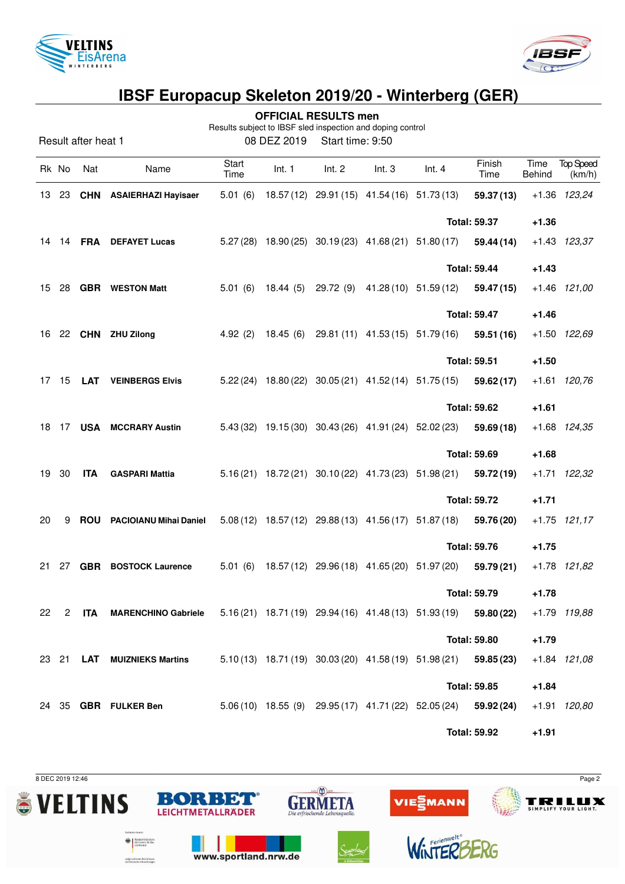# IBSF Europacup Skeleton 2019/20 - Winterberg (GER)

## OFFICIAL RESULTS men

Results subject to IBSF sled inspection and doping control

Result after heat 1 — 08 DEZ 2019 — Start time: 9:50

| Rk | No | Nat | Name | Start Time | Int. 1 | Int. 2 | Int. 3 | Int. 4 | Finish Time | Time Behind | Top Speed (km/h) |
|---|---|---|---|---|---|---|---|---|---|---|---|
| 13 | 23 | **CHN** | **ASAIERHAZI Hayisaer** | 5.01 (6) | 18.57 (12) | 29.91 (15) | 41.54 (16) | 51.73 (13) | **59.37 (13)** | +1.36 | *123,24* |
| | | | | | | | | | **Total: 59.37** | **+1.36** | |
| 14 | 14 | **FRA** | **DEFAYET Lucas** | 5.27 (28) | 18.90 (25) | 30.19 (23) | 41.68 (21) | 51.80 (17) | **59.44 (14)** | +1.43 | *123,37* |
| | | | | | | | | | **Total: 59.44** | **+1.43** | |
| 15 | 28 | **GBR** | **WESTON Matt** | 5.01 (6) | 18.44 (5) | 29.72 (9) | 41.28 (10) | 51.59 (12) | **59.47 (15)** | +1.46 | *121,00* |
| | | | | | | | | | **Total: 59.47** | **+1.46** | |
| 16 | 22 | **CHN** | **ZHU Zilong** | 4.92 (2) | 18.45 (6) | 29.81 (11) | 41.53 (15) | 51.79 (16) | **59.51 (16)** | +1.50 | *122,69* |
| | | | | | | | | | **Total: 59.51** | **+1.50** | |
| 17 | 15 | **LAT** | **VEINBERGS Elvis** | 5.22 (24) | 18.80 (22) | 30.05 (21) | 41.52 (14) | 51.75 (15) | **59.62 (17)** | +1.61 | *120,76* |
| | | | | | | | | | **Total: 59.62** | **+1.61** | |
| 18 | 17 | **USA** | **MCCRARY Austin** | 5.43 (32) | 19.15 (30) | 30.43 (26) | 41.91 (24) | 52.02 (23) | **59.69 (18)** | +1.68 | *124,35* |
| | | | | | | | | | **Total: 59.69** | **+1.68** | |
| 19 | 30 | **ITA** | **GASPARI Mattia** | 5.16 (21) | 18.72 (21) | 30.10 (22) | 41.73 (23) | 51.98 (21) | **59.72 (19)** | +1.71 | *122,32* |
| | | | | | | | | | **Total: 59.72** | **+1.71** | |
| 20 | 9 | **ROU** | **PACIOIANU Mihai Daniel** | 5.08 (12) | 18.57 (12) | 29.88 (13) | 41.56 (17) | 51.87 (18) | **59.76 (20)** | +1.75 | *121,17* |
| | | | | | | | | | **Total: 59.76** | **+1.75** | |
| 21 | 27 | **GBR** | **BOSTOCK Laurence** | 5.01 (6) | 18.57 (12) | 29.96 (18) | 41.65 (20) | 51.97 (20) | **59.79 (21)** | +1.78 | *121,82* |
| | | | | | | | | | **Total: 59.79** | **+1.78** | |
| 22 | 2 | **ITA** | **MARENCHINO Gabriele** | 5.16 (21) | 18.71 (19) | 29.94 (16) | 41.48 (13) | 51.93 (19) | **59.80 (22)** | +1.79 | *119,88* |
| | | | | | | | | | **Total: 59.80** | **+1.79** | |
| 23 | 21 | **LAT** | **MUIZNIEKS Martins** | 5.10 (13) | 18.71 (19) | 30.03 (20) | 41.58 (19) | 51.98 (21) | **59.85 (23)** | +1.84 | *121,08* |
| | | | | | | | | | **Total: 59.85** | **+1.84** | |
| 24 | 35 | **GBR** | **FULKER Ben** | 5.06 (10) | 18.55 (9) | 29.95 (17) | 41.71 (22) | 52.05 (24) | **59.92 (24)** | +1.91 | *120,80* |
| | | | | | | | | | **Total: 59.92** | **+1.91** | |

8 DEC 2019 12:46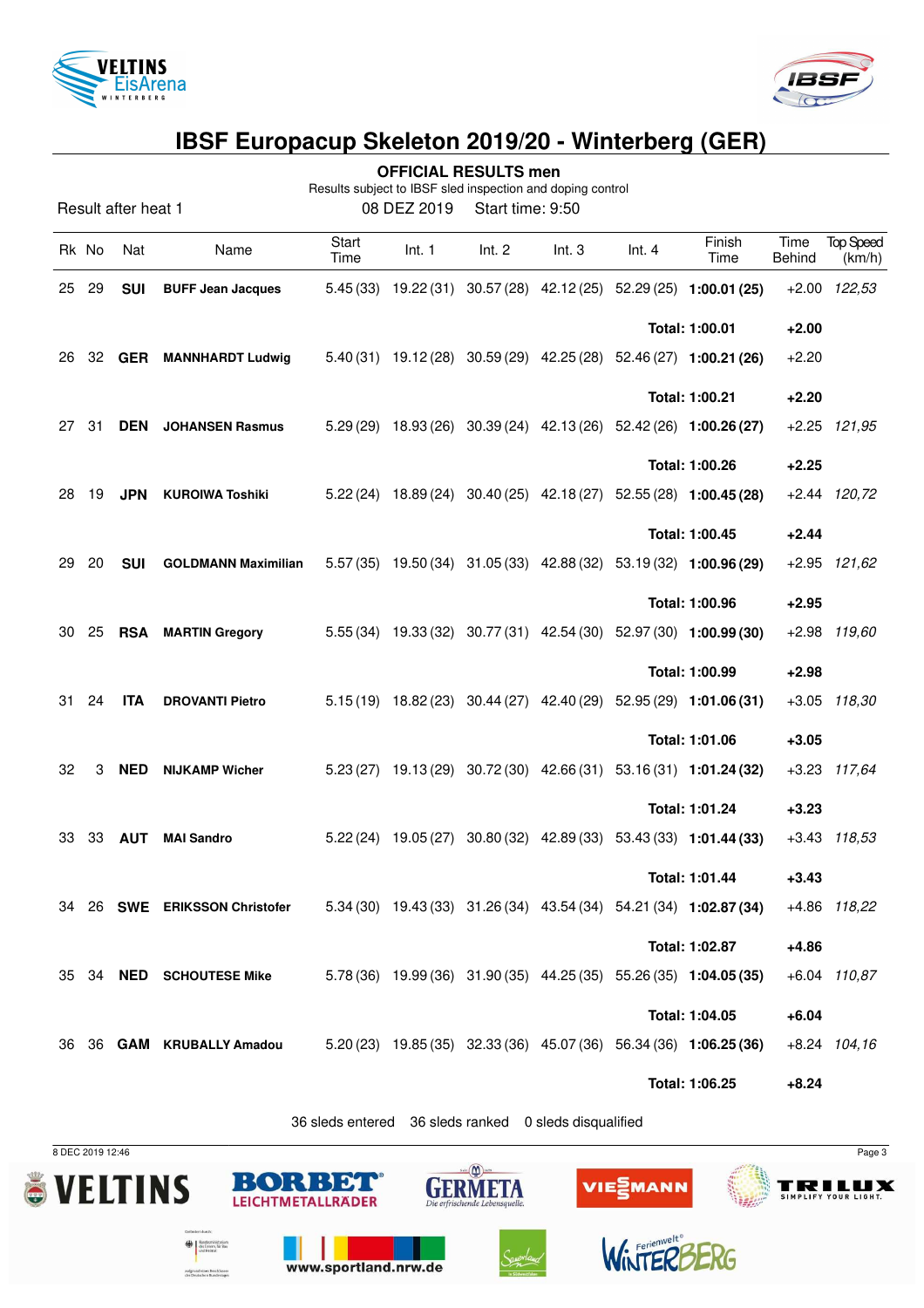# IBSF Europacup Skeleton 2019/20 - Winterberg (GER)

## OFFICIAL RESULTS men

Results subject to IBSF sled inspection and doping control

Result after heat 1 — 08 DEZ 2019 — Start time: 9:50

| Rk | No | Nat | Name | Start Time | Int. 1 | Int. 2 | Int. 3 | Int. 4 | Finish Time | Time Behind | Top Speed (km/h) |
|---|---|---|---|---|---|---|---|---|---|---|---|
| 25 | 29 | **SUI** | **BUFF Jean Jacques** | 5.45 (33) | 19.22 (31) | 30.57 (28) | 42.12 (25) | 52.29 (25) | **1:00.01 (25)** | +2.00 | *122,53* |
| | | | | | | | | | **Total: 1:00.01** | **+2.00** | |
| 26 | 32 | **GER** | **MANNHARDT Ludwig** | 5.40 (31) | 19.12 (28) | 30.59 (29) | 42.25 (28) | 52.46 (27) | **1:00.21 (26)** | +2.20 | |
| | | | | | | | | | **Total: 1:00.21** | **+2.20** | |
| 27 | 31 | **DEN** | **JOHANSEN Rasmus** | 5.29 (29) | 18.93 (26) | 30.39 (24) | 42.13 (26) | 52.42 (26) | **1:00.26 (27)** | +2.25 | *121,95* |
| | | | | | | | | | **Total: 1:00.26** | **+2.25** | |
| 28 | 19 | **JPN** | **KUROIWA Toshiki** | 5.22 (24) | 18.89 (24) | 30.40 (25) | 42.18 (27) | 52.55 (28) | **1:00.45 (28)** | +2.44 | *120,72* |
| | | | | | | | | | **Total: 1:00.45** | **+2.44** | |
| 29 | 20 | **SUI** | **GOLDMANN Maximilian** | 5.57 (35) | 19.50 (34) | 31.05 (33) | 42.88 (32) | 53.19 (32) | **1:00.96 (29)** | +2.95 | *121,62* |
| | | | | | | | | | **Total: 1:00.96** | **+2.95** | |
| 30 | 25 | **RSA** | **MARTIN Gregory** | 5.55 (34) | 19.33 (32) | 30.77 (31) | 42.54 (30) | 52.97 (30) | **1:00.99 (30)** | +2.98 | *119,60* |
| | | | | | | | | | **Total: 1:00.99** | **+2.98** | |
| 31 | 24 | **ITA** | **DROVANTI Pietro** | 5.15 (19) | 18.82 (23) | 30.44 (27) | 42.40 (29) | 52.95 (29) | **1:01.06 (31)** | +3.05 | *118,30* |
| | | | | | | | | | **Total: 1:01.06** | **+3.05** | |
| 32 | 3 | **NED** | **NIJKAMP Wicher** | 5.23 (27) | 19.13 (29) | 30.72 (30) | 42.66 (31) | 53.16 (31) | **1:01.24 (32)** | +3.23 | *117,64* |
| | | | | | | | | | **Total: 1:01.24** | **+3.23** | |
| 33 | 33 | **AUT** | **MAI Sandro** | 5.22 (24) | 19.05 (27) | 30.80 (32) | 42.89 (33) | 53.43 (33) | **1:01.44 (33)** | +3.43 | *118,53* |
| | | | | | | | | | **Total: 1:01.44** | **+3.43** | |
| 34 | 26 | **SWE** | **ERIKSSON Christofer** | 5.34 (30) | 19.43 (33) | 31.26 (34) | 43.54 (34) | 54.21 (34) | **1:02.87 (34)** | +4.86 | *118,22* |
| | | | | | | | | | **Total: 1:02.87** | **+4.86** | |
| 35 | 34 | **NED** | **SCHOUTESE Mike** | 5.78 (36) | 19.99 (36) | 31.90 (35) | 44.25 (35) | 55.26 (35) | **1:04.05 (35)** | +6.04 | *110,87* |
| | | | | | | | | | **Total: 1:04.05** | **+6.04** | |
| 36 | 36 | **GAM** | **KRUBALLY Amadou** | 5.20 (23) | 19.85 (35) | 32.33 (36) | 45.07 (36) | 56.34 (36) | **1:06.25 (36)** | +8.24 | *104,16* |
| | | | | | | | | | **Total: 1:06.25** | **+8.24** | |

36 sleds entered — 36 sleds ranked — 0 sleds disqualified

8 DEC 2019 12:46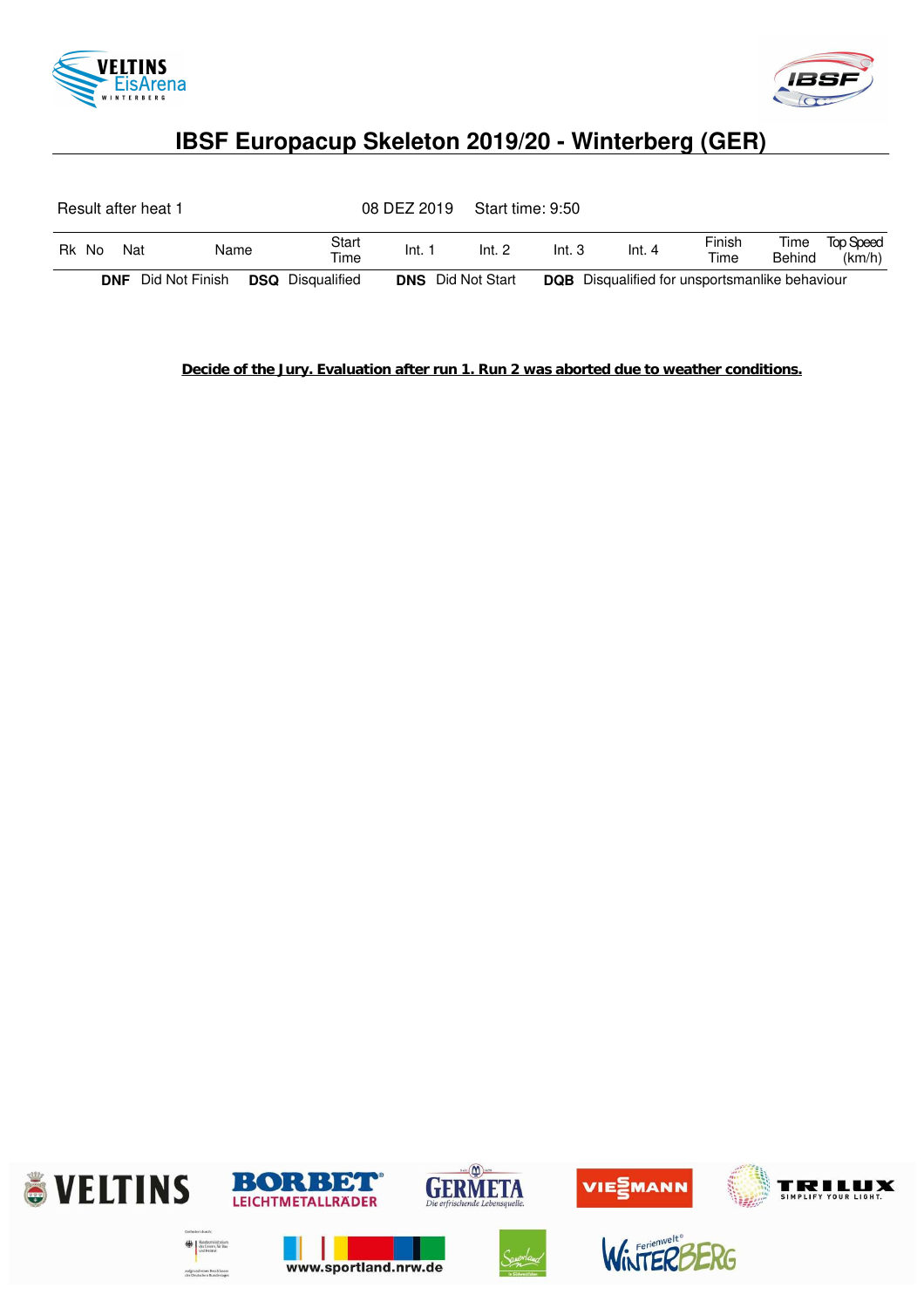# IBSF Europacup Skeleton 2019/20 - Winterberg (GER)

Result after heat 1 08 DEZ 2019 Start time: 9:50

| Rk | No | Nat | Name | Start Time | Int. 1 | Int. 2 | Int. 3 | Int. 4 | Finish Time | Time Behind | Top Speed (km/h) |
|---|---|---|---|---|---|---|---|---|---|---|---|

**DNF** Did Not Finish **DSQ** Disqualified **DNS** Did Not Start **DQB** Disqualified for unsportsmanlike behaviour

**Decide of the Jury. Evaluation after run 1. Run 2 was aborted due to weather conditions.**